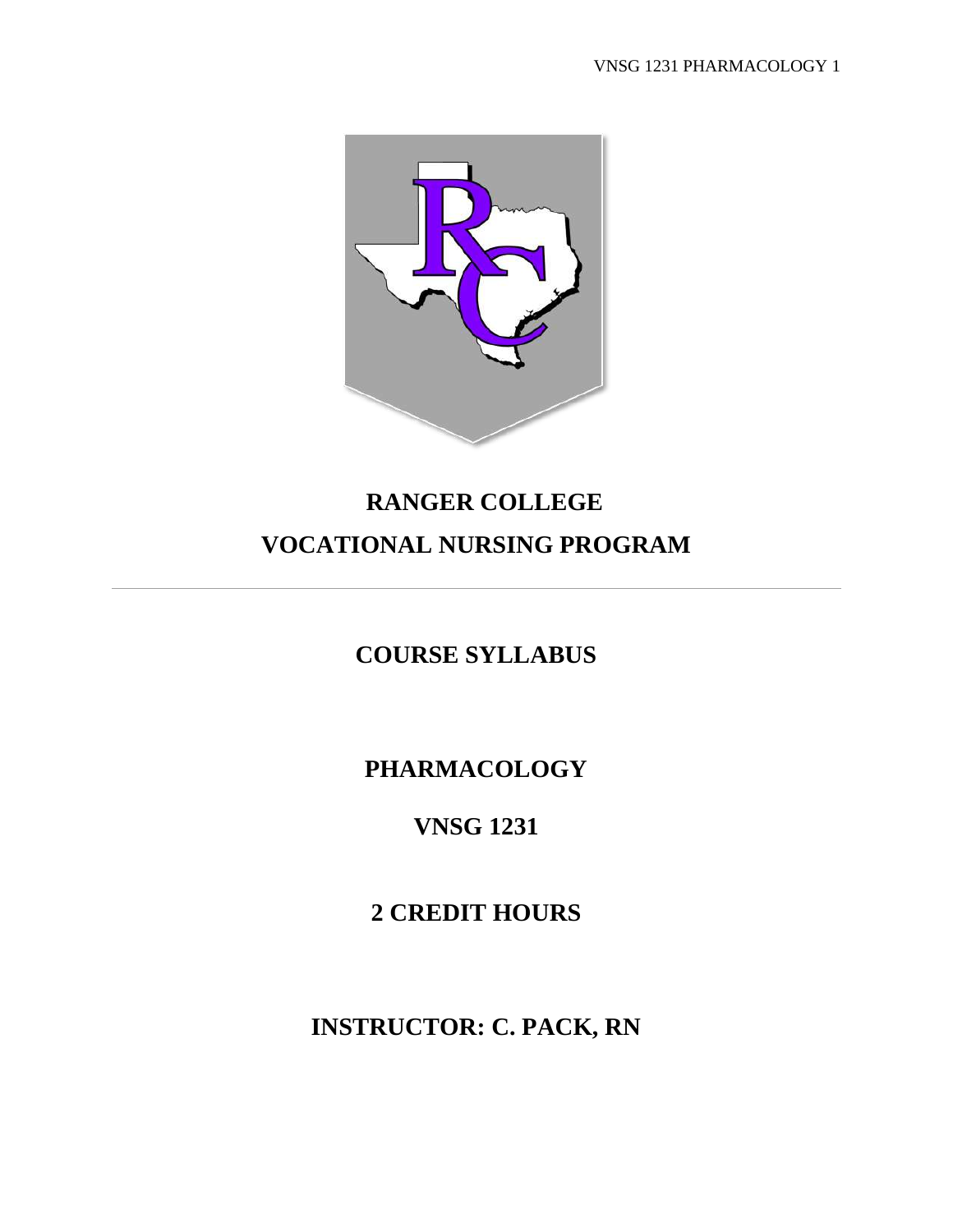# RANGER COLLEGE

# VOCATIONAL NURSING PROGRAM

---

## COURSE SYLLABUS

## PHARMACOLOGY

## VNSG 1231

## 2 CREDIT HOURS

## INSTRUCTOR: C. PACK, RN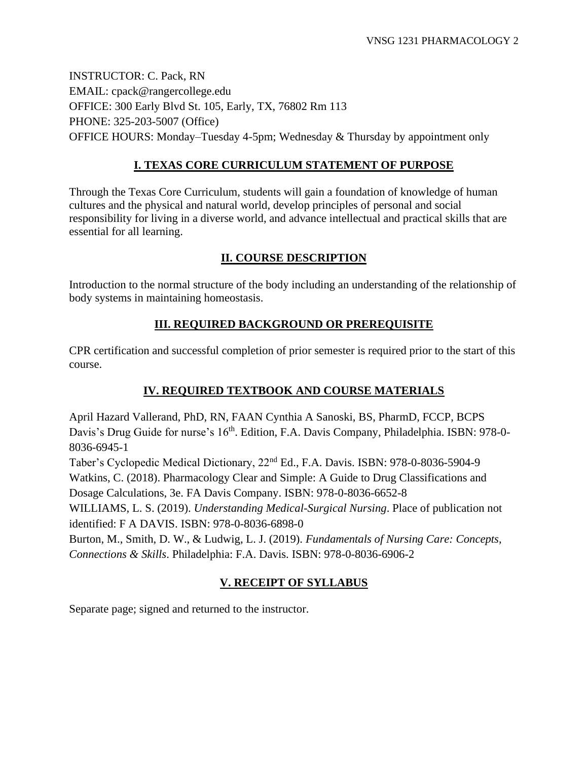INSTRUCTOR: C. Pack, RN
EMAIL: cpack@rangercollege.edu
OFFICE: 300 Early Blvd St. 105, Early, TX, 76802 Rm 113
PHONE: 325-203-5007 (Office)
OFFICE HOURS: Monday–Tuesday 4-5pm; Wednesday & Thursday by appointment only

## I. TEXAS CORE CURRICULUM STATEMENT OF PURPOSE

Through the Texas Core Curriculum, students will gain a foundation of knowledge of human cultures and the physical and natural world, develop principles of personal and social responsibility for living in a diverse world, and advance intellectual and practical skills that are essential for all learning.

## II. COURSE DESCRIPTION

Introduction to the normal structure of the body including an understanding of the relationship of body systems in maintaining homeostasis.

## III. REQUIRED BACKGROUND OR PREREQUISITE

CPR certification and successful completion of prior semester is required prior to the start of this course.

## IV. REQUIRED TEXTBOOK AND COURSE MATERIALS

April Hazard Vallerand, PhD, RN, FAAN Cynthia A Sanoski, BS, PharmD, FCCP, BCPS Davis's Drug Guide for nurse's 16th. Edition, F.A. Davis Company, Philadelphia. ISBN: 978-0-8036-6945-1

Taber's Cyclopedic Medical Dictionary, 22nd Ed., F.A. Davis. ISBN: 978-0-8036-5904-9

Watkins, C. (2018). Pharmacology Clear and Simple: A Guide to Drug Classifications and Dosage Calculations, 3e. FA Davis Company. ISBN: 978-0-8036-6652-8

WILLIAMS, L. S. (2019). *Understanding Medical-Surgical Nursing*. Place of publication not identified: F A DAVIS. ISBN: 978-0-8036-6898-0

Burton, M., Smith, D. W., & Ludwig, L. J. (2019). *Fundamentals of Nursing Care: Concepts, Connections & Skills*. Philadelphia: F.A. Davis. ISBN: 978-0-8036-6906-2

## V. RECEIPT OF SYLLABUS

Separate page; signed and returned to the instructor.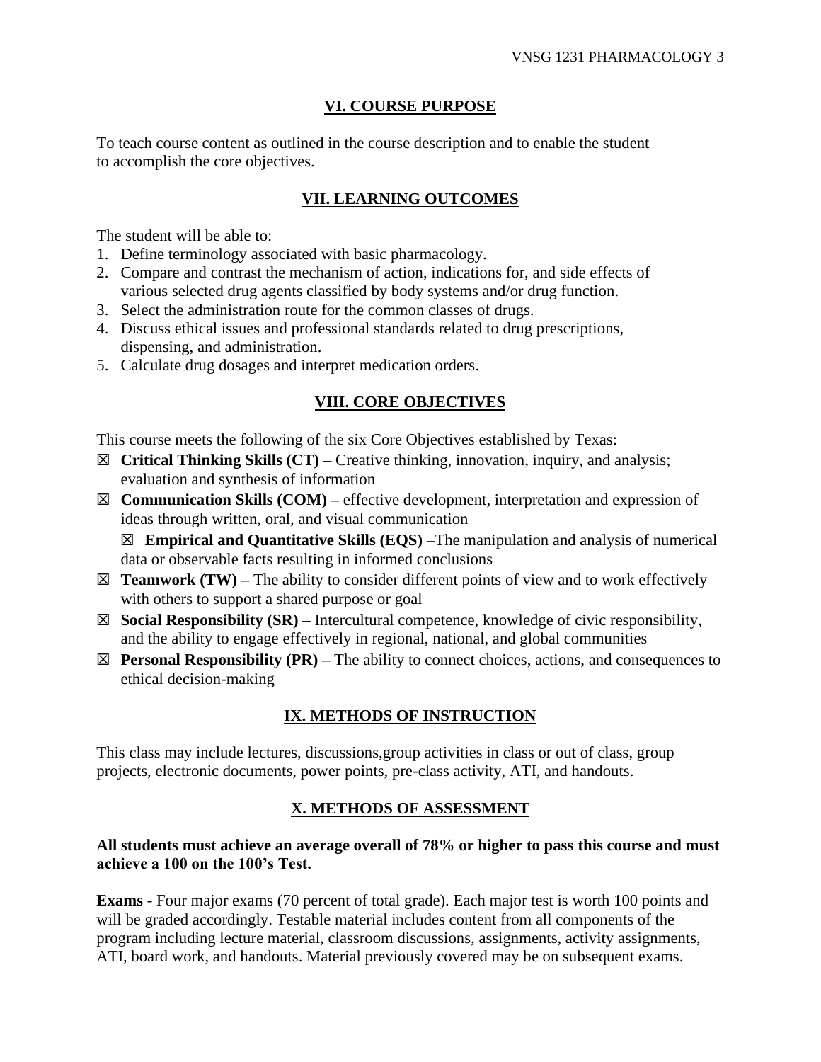## VI. COURSE PURPOSE

To teach course content as outlined in the course description and to enable the student to accomplish the core objectives.

## VII. LEARNING OUTCOMES

The student will be able to:

1. Define terminology associated with basic pharmacology.
2. Compare and contrast the mechanism of action, indications for, and side effects of various selected drug agents classified by body systems and/or drug function.
3. Select the administration route for the common classes of drugs.
4. Discuss ethical issues and professional standards related to drug prescriptions, dispensing, and administration.
5. Calculate drug dosages and interpret medication orders.

## VIII. CORE OBJECTIVES

This course meets the following of the six Core Objectives established by Texas:

- ☒ **Critical Thinking Skills (CT) –** Creative thinking, innovation, inquiry, and analysis; evaluation and synthesis of information
- ☒ **Communication Skills (COM) –** effective development, interpretation and expression of ideas through written, oral, and visual communication
- ☒ **Empirical and Quantitative Skills (EQS)** –The manipulation and analysis of numerical data or observable facts resulting in informed conclusions
- ☒ **Teamwork (TW) –** The ability to consider different points of view and to work effectively with others to support a shared purpose or goal
- ☒ **Social Responsibility (SR) –** Intercultural competence, knowledge of civic responsibility, and the ability to engage effectively in regional, national, and global communities
- ☒ **Personal Responsibility (PR) –** The ability to connect choices, actions, and consequences to ethical decision-making

## IX. METHODS OF INSTRUCTION

This class may include lectures, discussions,group activities in class or out of class, group projects, electronic documents, power points, pre-class activity, ATI, and handouts.

## X. METHODS OF ASSESSMENT

**All students must achieve an average overall of 78% or higher to pass this course and must achieve a 100 on the 100's Test.**

**Exams** - Four major exams (70 percent of total grade). Each major test is worth 100 points and will be graded accordingly. Testable material includes content from all components of the program including lecture material, classroom discussions, assignments, activity assignments, ATI, board work, and handouts. Material previously covered may be on subsequent exams.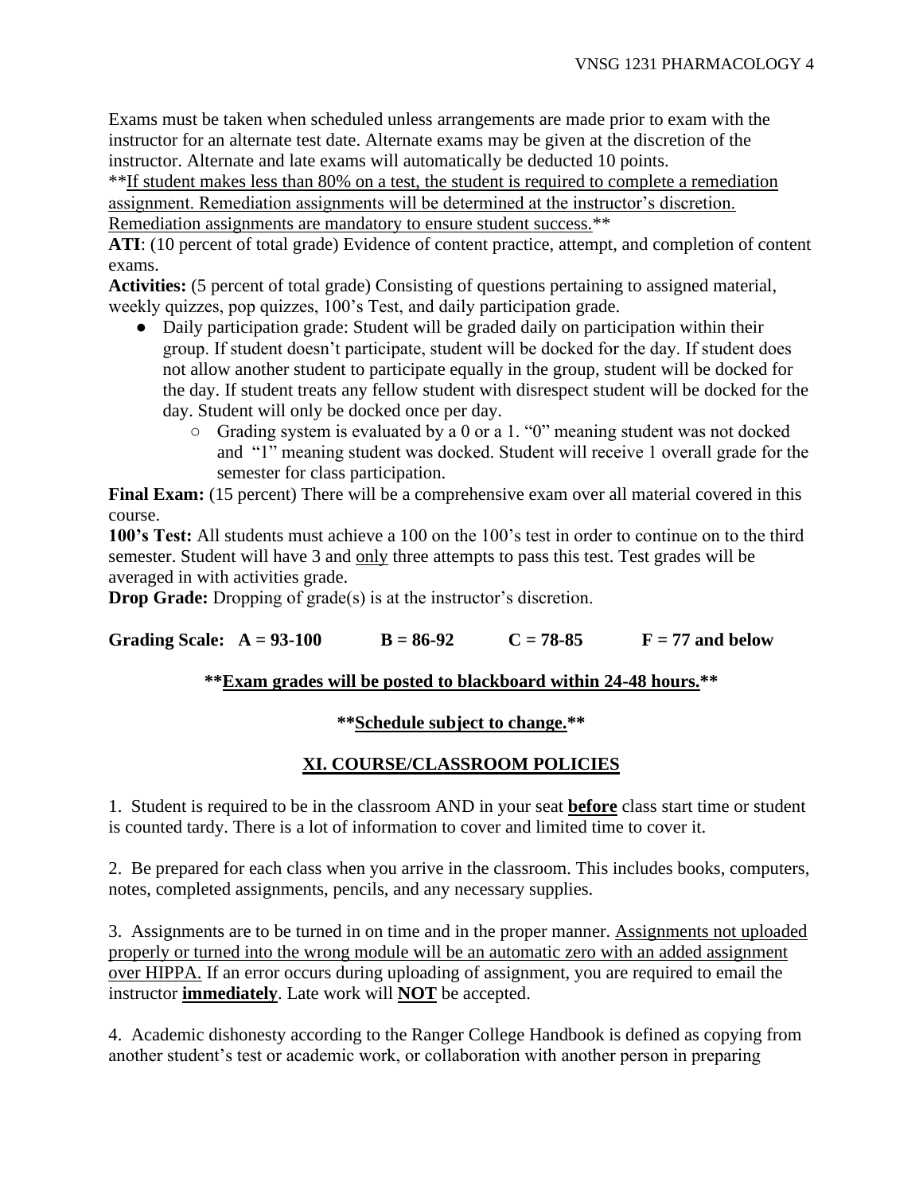Exams must be taken when scheduled unless arrangements are made prior to exam with the instructor for an alternate test date. Alternate exams may be given at the discretion of the instructor. Alternate and late exams will automatically be deducted 10 points.

**If student makes less than 80% on a test, the student is required to complete a remediation assignment. Remediation assignments will be determined at the instructor's discretion. Remediation assignments are mandatory to ensure student success.**

**ATI**: (10 percent of total grade) Evidence of content practice, attempt, and completion of content exams.

**Activities:** (5 percent of total grade) Consisting of questions pertaining to assigned material, weekly quizzes, pop quizzes, 100's Test, and daily participation grade.

- Daily participation grade: Student will be graded daily on participation within their group. If student doesn't participate, student will be docked for the day. If student does not allow another student to participate equally in the group, student will be docked for the day. If student treats any fellow student with disrespect student will be docked for the day. Student will only be docked once per day.
  - Grading system is evaluated by a 0 or a 1. "0" meaning student was not docked and "1" meaning student was docked. Student will receive 1 overall grade for the semester for class participation.

**Final Exam:** (15 percent) There will be a comprehensive exam over all material covered in this course.

**100's Test:** All students must achieve a 100 on the 100's test in order to continue on to the third semester. Student will have 3 and only three attempts to pass this test. Test grades will be averaged in with activities grade.

**Drop Grade:** Dropping of grade(s) is at the instructor's discretion.

**Grading Scale: A = 93-100 B = 86-92 C = 78-85 F = 77 and below**

**Exam grades will be posted to blackboard within 24-48 hours.**

**Schedule subject to change.**

## XI. COURSE/CLASSROOM POLICIES

1. Student is required to be in the classroom AND in your seat **before** class start time or student is counted tardy. There is a lot of information to cover and limited time to cover it.

2. Be prepared for each class when you arrive in the classroom. This includes books, computers, notes, completed assignments, pencils, and any necessary supplies.

3. Assignments are to be turned in on time and in the proper manner. Assignments not uploaded properly or turned into the wrong module will be an automatic zero with an added assignment over HIPPA. If an error occurs during uploading of assignment, you are required to email the instructor **immediately**. Late work will **NOT** be accepted.

4. Academic dishonesty according to the Ranger College Handbook is defined as copying from another student's test or academic work, or collaboration with another person in preparing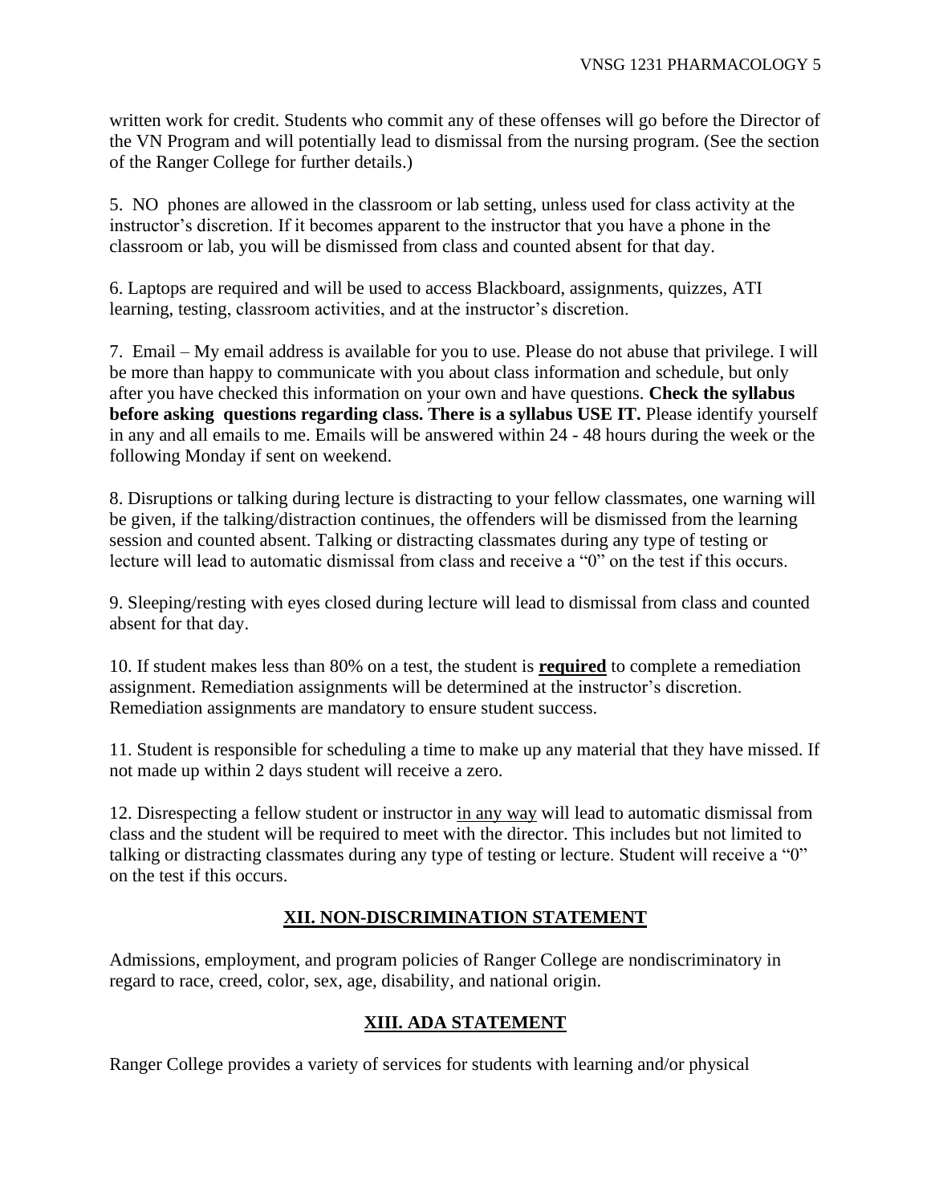written work for credit. Students who commit any of these offenses will go before the Director of the VN Program and will potentially lead to dismissal from the nursing program. (See the section of the Ranger College for further details.)

5. NO phones are allowed in the classroom or lab setting, unless used for class activity at the instructor's discretion. If it becomes apparent to the instructor that you have a phone in the classroom or lab, you will be dismissed from class and counted absent for that day.

6. Laptops are required and will be used to access Blackboard, assignments, quizzes, ATI learning, testing, classroom activities, and at the instructor's discretion.

7. Email – My email address is available for you to use. Please do not abuse that privilege. I will be more than happy to communicate with you about class information and schedule, but only after you have checked this information on your own and have questions. **Check the syllabus before asking questions regarding class. There is a syllabus USE IT.** Please identify yourself in any and all emails to me. Emails will be answered within 24 - 48 hours during the week or the following Monday if sent on weekend.

8. Disruptions or talking during lecture is distracting to your fellow classmates, one warning will be given, if the talking/distraction continues, the offenders will be dismissed from the learning session and counted absent. Talking or distracting classmates during any type of testing or lecture will lead to automatic dismissal from class and receive a "0" on the test if this occurs.

9. Sleeping/resting with eyes closed during lecture will lead to dismissal from class and counted absent for that day.

10. If student makes less than 80% on a test, the student is <u>**required**</u> to complete a remediation assignment. Remediation assignments will be determined at the instructor's discretion. Remediation assignments are mandatory to ensure student success.

11. Student is responsible for scheduling a time to make up any material that they have missed. If not made up within 2 days student will receive a zero.

12. Disrespecting a fellow student or instructor <u>in any way</u> will lead to automatic dismissal from class and the student will be required to meet with the director. This includes but not limited to talking or distracting classmates during any type of testing or lecture. Student will receive a "0" on the test if this occurs.

## XII. NON-DISCRIMINATION STATEMENT

Admissions, employment, and program policies of Ranger College are nondiscriminatory in regard to race, creed, color, sex, age, disability, and national origin.

## XIII. ADA STATEMENT

Ranger College provides a variety of services for students with learning and/or physical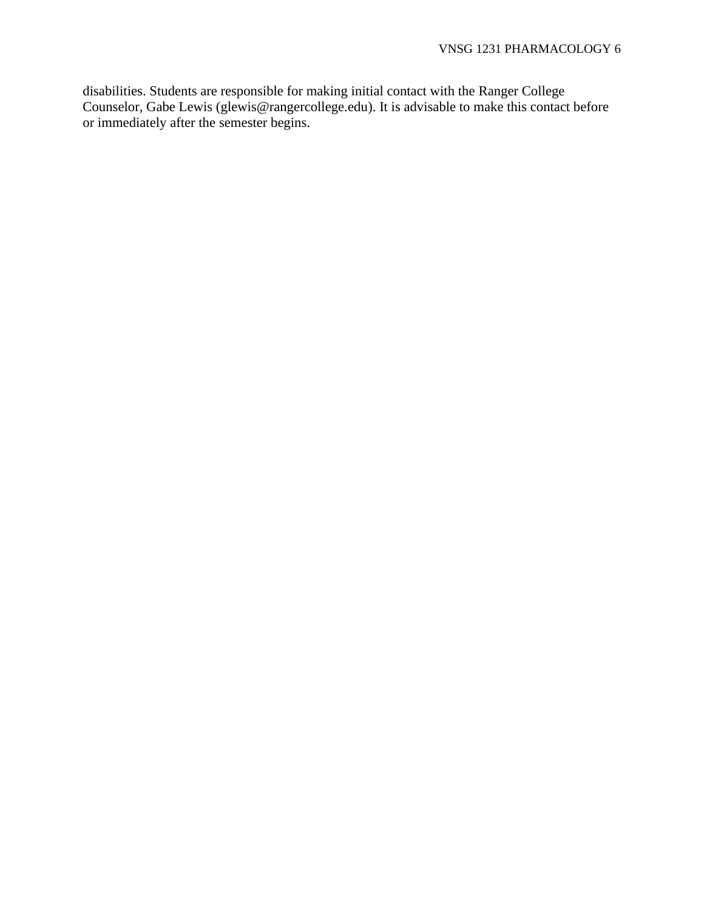disabilities. Students are responsible for making initial contact with the Ranger College Counselor, Gabe Lewis (glewis@rangercollege.edu). It is advisable to make this contact before or immediately after the semester begins.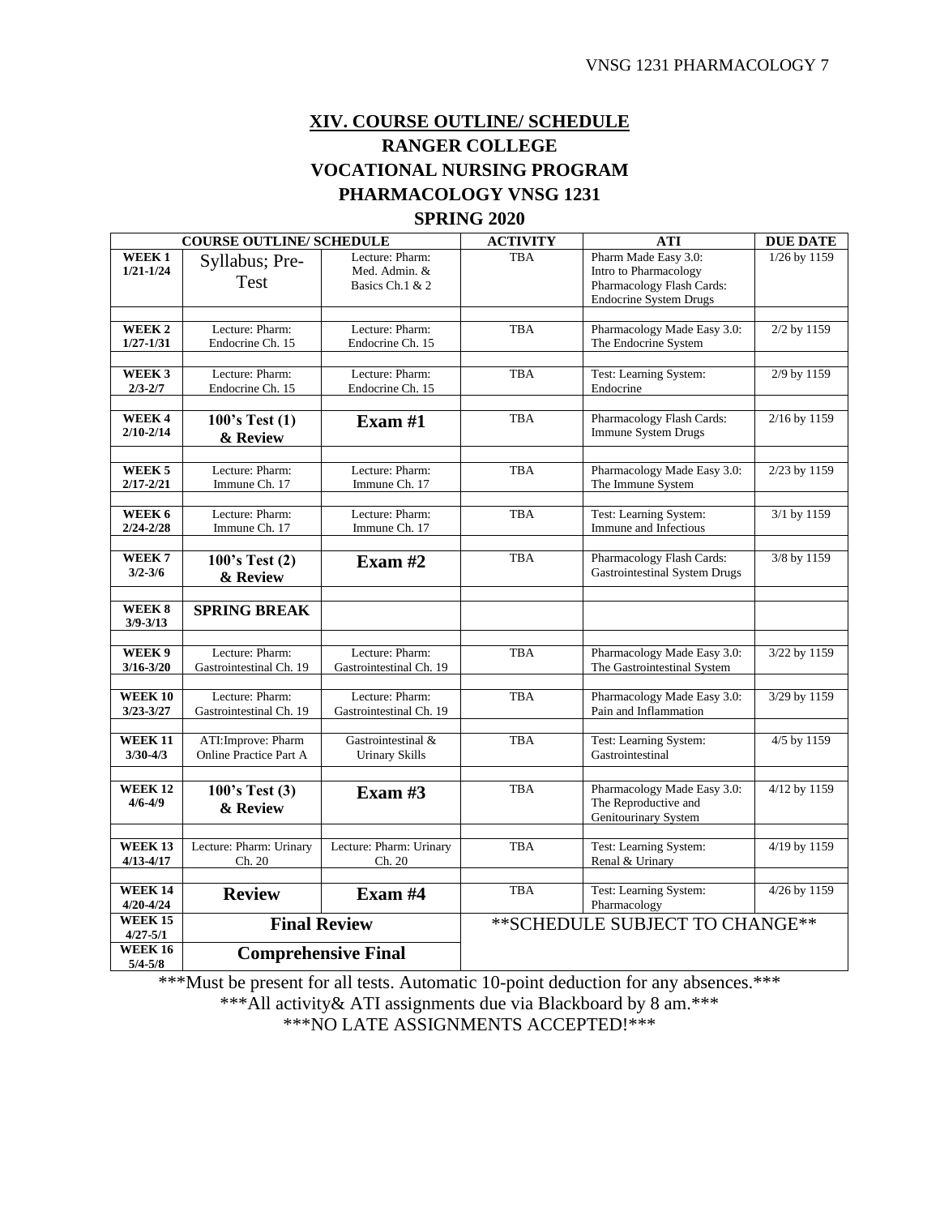## XIV. COURSE OUTLINE/ SCHEDULE

## RANGER COLLEGE
## VOCATIONAL NURSING PROGRAM
## PHARMACOLOGY VNSG 1231
## SPRING 2020

| COURSE OUTLINE/ SCHEDULE | | | ACTIVITY | ATI | DUE DATE |
|---|---|---|---|---|---|
| **WEEK 1 1/21-1/24** | Syllabus; Pre-Test | Lecture: Pharm: Med. Admin. & Basics Ch.1 & 2 | TBA | Pharm Made Easy 3.0: Intro to Pharmacology Pharmacology Flash Cards: Endocrine System Drugs | 1/26 by 1159 |
| **WEEK 2 1/27-1/31** | Lecture: Pharm: Endocrine Ch. 15 | Lecture: Pharm: Endocrine Ch. 15 | TBA | Pharmacology Made Easy 3.0: The Endocrine System | 2/2 by 1159 |
| **WEEK 3 2/3-2/7** | Lecture: Pharm: Endocrine Ch. 15 | Lecture: Pharm: Endocrine Ch. 15 | TBA | Test: Learning System: Endocrine | 2/9 by 1159 |
| **WEEK 4 2/10-2/14** | **100's Test (1) & Review** | **Exam #1** | TBA | Pharmacology Flash Cards: Immune System Drugs | 2/16 by 1159 |
| **WEEK 5 2/17-2/21** | Lecture: Pharm: Immune Ch. 17 | Lecture: Pharm: Immune Ch. 17 | TBA | Pharmacology Made Easy 3.0: The Immune System | 2/23 by 1159 |
| **WEEK 6 2/24-2/28** | Lecture: Pharm: Immune Ch. 17 | Lecture: Pharm: Immune Ch. 17 | TBA | Test: Learning System: Immune and Infectious | 3/1 by 1159 |
| **WEEK 7 3/2-3/6** | **100's Test (2) & Review** | **Exam #2** | TBA | Pharmacology Flash Cards: Gastrointestinal System Drugs | 3/8 by 1159 |
| **WEEK 8 3/9-3/13** | **SPRING BREAK** | | | | |
| **WEEK 9 3/16-3/20** | Lecture: Pharm: Gastrointestinal Ch. 19 | Lecture: Pharm: Gastrointestinal Ch. 19 | TBA | Pharmacology Made Easy 3.0: The Gastrointestinal System | 3/22 by 1159 |
| **WEEK 10 3/23-3/27** | Lecture: Pharm: Gastrointestinal Ch. 19 | Lecture: Pharm: Gastrointestinal Ch. 19 | TBA | Pharmacology Made Easy 3.0: Pain and Inflammation | 3/29 by 1159 |
| **WEEK 11 3/30-4/3** | ATI:Improve: Pharm Online Practice Part A | Gastrointestinal & Urinary Skills | TBA | Test: Learning System: Gastrointestinal | 4/5 by 1159 |
| **WEEK 12 4/6-4/9** | **100's Test (3) & Review** | **Exam #3** | TBA | Pharmacology Made Easy 3.0: The Reproductive and Genitourinary System | 4/12 by 1159 |
| **WEEK 13 4/13-4/17** | Lecture: Pharm: Urinary Ch. 20 | Lecture: Pharm: Urinary Ch. 20 | TBA | Test: Learning System: Renal & Urinary | 4/19 by 1159 |
| **WEEK 14 4/20-4/24** | **Review** | **Exam #4** | TBA | Test: Learning System: Pharmacology | 4/26 by 1159 |
| **WEEK 15 4/27-5/1** | **Final Review** | | **SCHEDULE SUBJECT TO CHANGE** | | |
| **WEEK 16 5/4-5/8** | **Comprehensive Final** | | | | |

***Must be present for all tests. Automatic 10-point deduction for any absences.***

***All activity& ATI assignments due via Blackboard by 8 am.***

***NO LATE ASSIGNMENTS ACCEPTED!***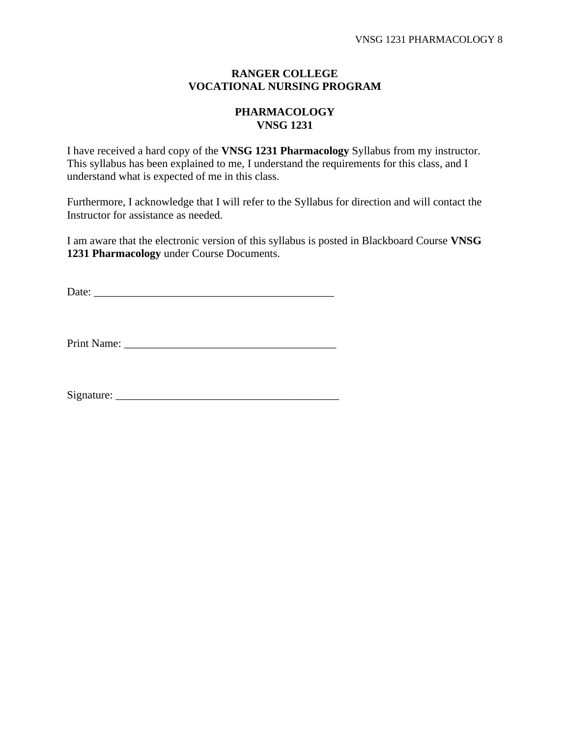**RANGER COLLEGE**
**VOCATIONAL NURSING PROGRAM**

**PHARMACOLOGY**
**VNSG 1231**

I have received a hard copy of the **VNSG 1231 Pharmacology** Syllabus from my instructor. This syllabus has been explained to me, I understand the requirements for this class, and I understand what is expected of me in this class.

Furthermore, I acknowledge that I will refer to the Syllabus for direction and will contact the Instructor for assistance as needed.

I am aware that the electronic version of this syllabus is posted in Blackboard Course **VNSG 1231 Pharmacology** under Course Documents.

Date: ____________________________________________

Print Name: _______________________________________

Signature: _________________________________________